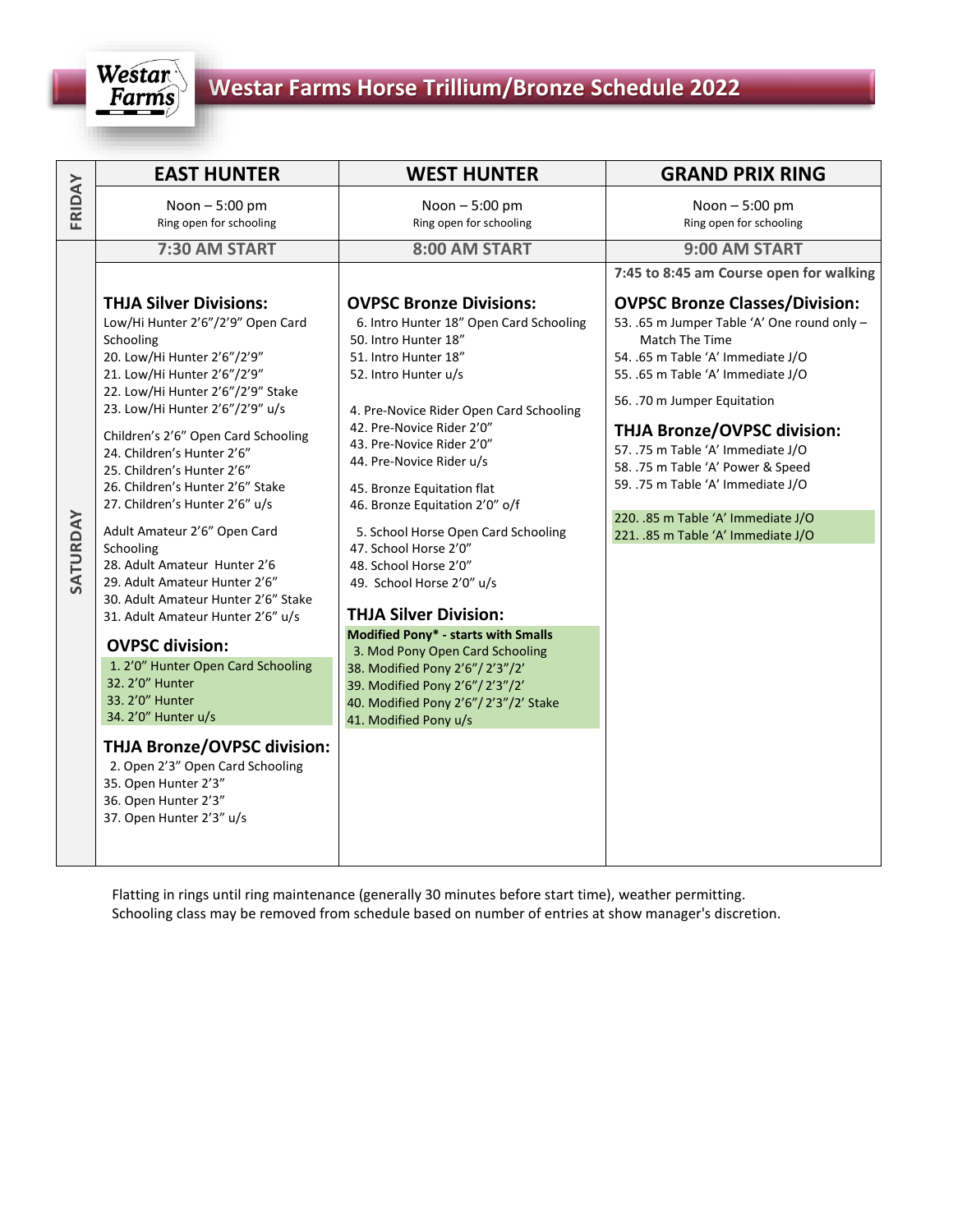# Westar Farms Horse Trillium/Bronze Schedule 2022

| | EAST HUNTER | WEST HUNTER | GRAND PRIX RING |
|---|---|---|---|
| FRIDAY | Noon – 5:00 pm<br>Ring open for schooling | Noon – 5:00 pm<br>Ring open for schooling | Noon – 5:00 pm<br>Ring open for schooling |
| SATURDAY | **7:30 AM START** | **8:00 AM START** | **9:00 AM START** |
| | | | **7:45 to 8:45 am Course open for walking** |
| | **THJA Silver Divisions:**<br>Low/Hi Hunter 2'6"/2'9" Open Card Schooling<br>20. Low/Hi Hunter 2'6"/2'9"<br>21. Low/Hi Hunter 2'6"/2'9"<br>22. Low/Hi Hunter 2'6"/2'9" Stake<br>23. Low/Hi Hunter 2'6"/2'9" u/s<br><br>Children's 2'6" Open Card Schooling<br>24. Children's Hunter 2'6"<br>25. Children's Hunter 2'6"<br>26. Children's Hunter 2'6" Stake<br>27. Children's Hunter 2'6" u/s<br><br>Adult Amateur 2'6" Open Card Schooling<br>28. Adult Amateur Hunter 2'6<br>29. Adult Amateur Hunter 2'6"<br>30. Adult Amateur Hunter 2'6" Stake<br>31. Adult Amateur Hunter 2'6" u/s<br><br>**OVPSC division:**<br>1. 2'0" Hunter Open Card Schooling<br>32. 2'0" Hunter<br>33. 2'0" Hunter<br>34. 2'0" Hunter u/s<br><br>**THJA Bronze/OVPSC division:**<br>2. Open 2'3" Open Card Schooling<br>35. Open Hunter 2'3"<br>36. Open Hunter 2'3"<br>37. Open Hunter 2'3" u/s | **OVPSC Bronze Divisions:**<br>6. Intro Hunter 18" Open Card Schooling<br>50. Intro Hunter 18"<br>51. Intro Hunter 18"<br>52. Intro Hunter u/s<br><br>4. Pre-Novice Rider Open Card Schooling<br>42. Pre-Novice Rider 2'0"<br>43. Pre-Novice Rider 2'0"<br>44. Pre-Novice Rider u/s<br><br>45. Bronze Equitation flat<br>46. Bronze Equitation 2'0" o/f<br><br>5. School Horse Open Card Schooling<br>47. School Horse 2'0"<br>48. School Horse 2'0"<br>49. School Horse 2'0" u/s<br><br>**THJA Silver Division:**<br>**Modified Pony* - starts with Smalls**<br>3. Mod Pony Open Card Schooling<br>38. Modified Pony 2'6"/ 2'3"/2'<br>39. Modified Pony 2'6"/ 2'3"/2'<br>40. Modified Pony 2'6"/ 2'3"/2' Stake<br>41. Modified Pony u/s | **OVPSC Bronze Classes/Division:**<br>53. .65 m Jumper Table 'A' One round only – Match The Time<br>54. .65 m Table 'A' Immediate J/O<br>55. .65 m Table 'A' Immediate J/O<br><br>56. .70 m Jumper Equitation<br><br>**THJA Bronze/OVPSC division:**<br>57. .75 m Table 'A' Immediate J/O<br>58. .75 m Table 'A' Power & Speed<br>59. .75 m Table 'A' Immediate J/O<br><br>220. .85 m Table 'A' Immediate J/O<br>221. .85 m Table 'A' Immediate J/O |

Flatting in rings until ring maintenance (generally 30 minutes before start time), weather permitting.
Schooling class may be removed from schedule based on number of entries at show manager's discretion.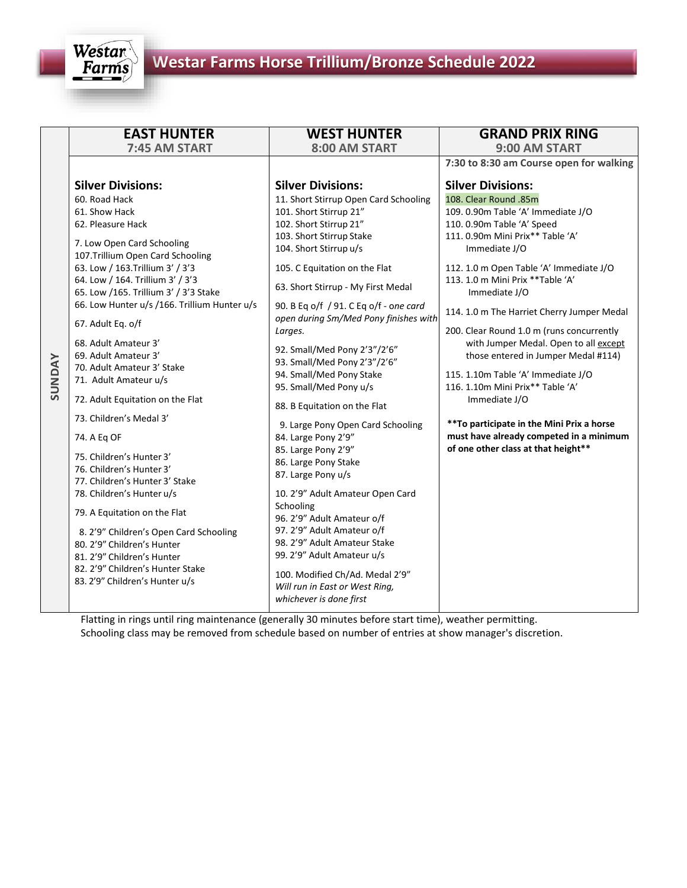# Westar Farms Horse Trillium/Bronze Schedule 2022

**SUNDAY**

| EAST HUNTER<br>7:45 AM START | WEST HUNTER<br>8:00 AM START | GRAND PRIX RING<br>9:00 AM START |
|---|---|---|
| | | 7:30 to 8:30 am Course open for walking |
| **Silver Divisions:** | **Silver Divisions:** | **Silver Divisions:** |
| 60. Road Hack<br>61. Show Hack<br>62. Pleasure Hack | 11. Short Stirrup Open Card Schooling<br>101. Short Stirrup 21"<br>102. Short Stirrup 21"<br>103. Short Stirrup Stake<br>104. Short Stirrup u/s | 108. Clear Round .85m<br>109. 0.90m Table 'A' Immediate J/O<br>110. 0.90m Table 'A' Speed<br>111. 0.90m Mini Prix** Table 'A' Immediate J/O |
| 7. Low Open Card Schooling<br>107.Trillium Open Card Schooling<br>63. Low / 163.Trillium 3' / 3'3<br>64. Low / 164. Trillium 3' / 3'3<br>65. Low /165. Trillium 3' / 3'3 Stake<br>66. Low Hunter u/s /166. Trillium Hunter u/s | 105. C Equitation on the Flat | 112. 1.0 m Open Table 'A' Immediate J/O<br>113. 1.0 m Mini Prix **Table 'A' Immediate J/O |
| 67. Adult Eq. o/f | 63. Short Stirrup - My First Medal | 114. 1.0 m The Harriet Cherry Jumper Medal |
| 68. Adult Amateur 3'<br>69. Adult Amateur 3'<br>70. Adult Amateur 3' Stake<br>71. Adult Amateur u/s | 90. B Eq o/f / 91. C Eq o/f - *one card open during Sm/Med Pony finishes with Larges.* | 200. Clear Round 1.0 m (runs concurrently with Jumper Medal. Open to all except those entered in Jumper Medal #114) |
| 72. Adult Equitation on the Flat | 92. Small/Med Pony 2'3"/2'6"<br>93. Small/Med Pony 2'3"/2'6"<br>94. Small/Med Pony Stake<br>95. Small/Med Pony u/s | 115. 1.10m Table 'A' Immediate J/O<br>116. 1.10m Mini Prix** Table 'A' Immediate J/O |
| 73. Children's Medal 3' | 88. B Equitation on the Flat | **\*\*To participate in the Mini Prix a horse must have already competed in a minimum of one other class at that height\*\*** |
| 74. A Eq OF | 9. Large Pony Open Card Schooling<br>84. Large Pony 2'9"<br>85. Large Pony 2'9"<br>86. Large Pony Stake<br>87. Large Pony u/s | |
| 75. Children's Hunter 3'<br>76. Children's Hunter 3'<br>77. Children's Hunter 3' Stake<br>78. Children's Hunter u/s | 10. 2'9" Adult Amateur Open Card Schooling<br>96. 2'9" Adult Amateur o/f<br>97. 2'9" Adult Amateur o/f<br>98. 2'9" Adult Amateur Stake<br>99. 2'9" Adult Amateur u/s | |
| 79. A Equitation on the Flat | 100. Modified Ch/Ad. Medal 2'9"<br>*Will run in East or West Ring, whichever is done first* | |
| 8. 2'9" Children's Open Card Schooling<br>80. 2'9" Children's Hunter<br>81. 2'9" Children's Hunter<br>82. 2'9" Children's Hunter Stake<br>83. 2'9" Children's Hunter u/s | | |

Flatting in rings until ring maintenance (generally 30 minutes before start time), weather permitting.
Schooling class may be removed from schedule based on number of entries at show manager's discretion.